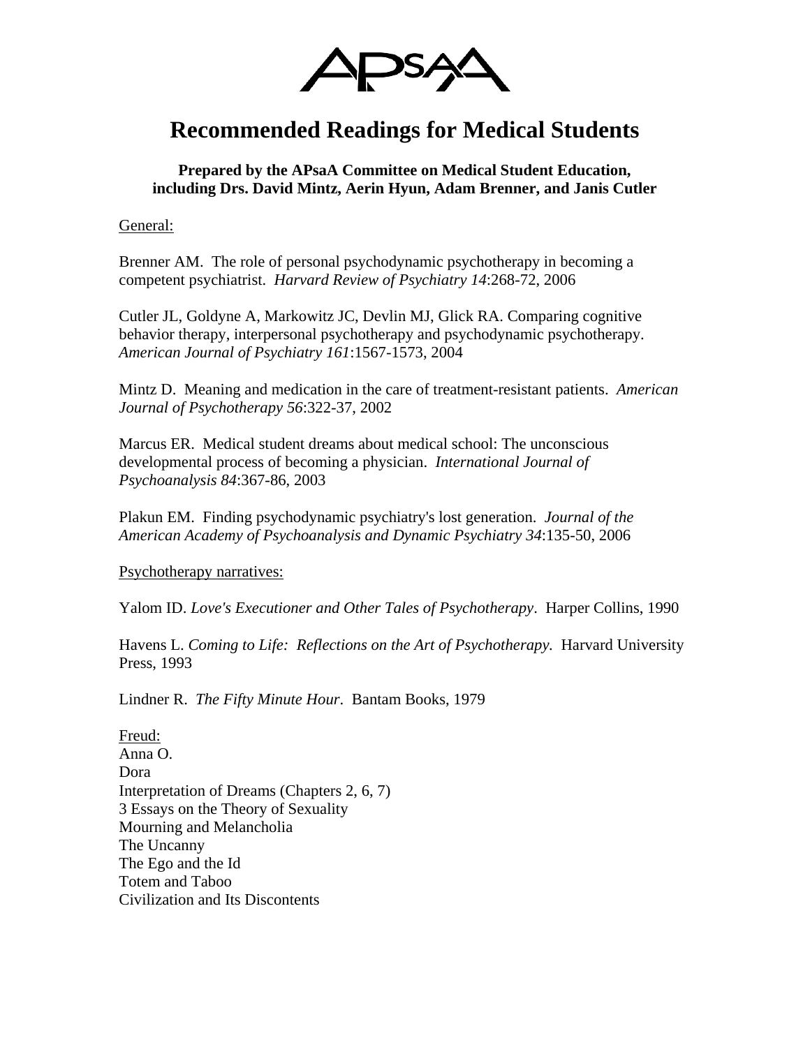APsaA

# Recommended Readings for Medical Students

**Prepared by the APsaA Committee on Medical Student Education, including Drs. David Mintz, Aerin Hyun, Adam Brenner, and Janis Cutler**

General:

Brenner AM. The role of personal psychodynamic psychotherapy in becoming a competent psychiatrist. *Harvard Review of Psychiatry 14*:268-72, 2006

Cutler JL, Goldyne A, Markowitz JC, Devlin MJ, Glick RA. Comparing cognitive behavior therapy, interpersonal psychotherapy and psychodynamic psychotherapy. *American Journal of Psychiatry 161*:1567-1573, 2004

Mintz D. Meaning and medication in the care of treatment-resistant patients. *American Journal of Psychotherapy 56*:322-37, 2002

Marcus ER. Medical student dreams about medical school: The unconscious developmental process of becoming a physician. *International Journal of Psychoanalysis 84*:367-86, 2003

Plakun EM. Finding psychodynamic psychiatry's lost generation. *Journal of the American Academy of Psychoanalysis and Dynamic Psychiatry 34*:135-50, 2006

Psychotherapy narratives:

Yalom ID. *Love's Executioner and Other Tales of Psychotherapy*. Harper Collins, 1990

Havens L. *Coming to Life: Reflections on the Art of Psychotherapy.* Harvard University Press, 1993

Lindner R. *The Fifty Minute Hour*. Bantam Books, 1979

Freud:

Anna O.
Dora
Interpretation of Dreams (Chapters 2, 6, 7)
3 Essays on the Theory of Sexuality
Mourning and Melancholia
The Uncanny
The Ego and the Id
Totem and Taboo
Civilization and Its Discontents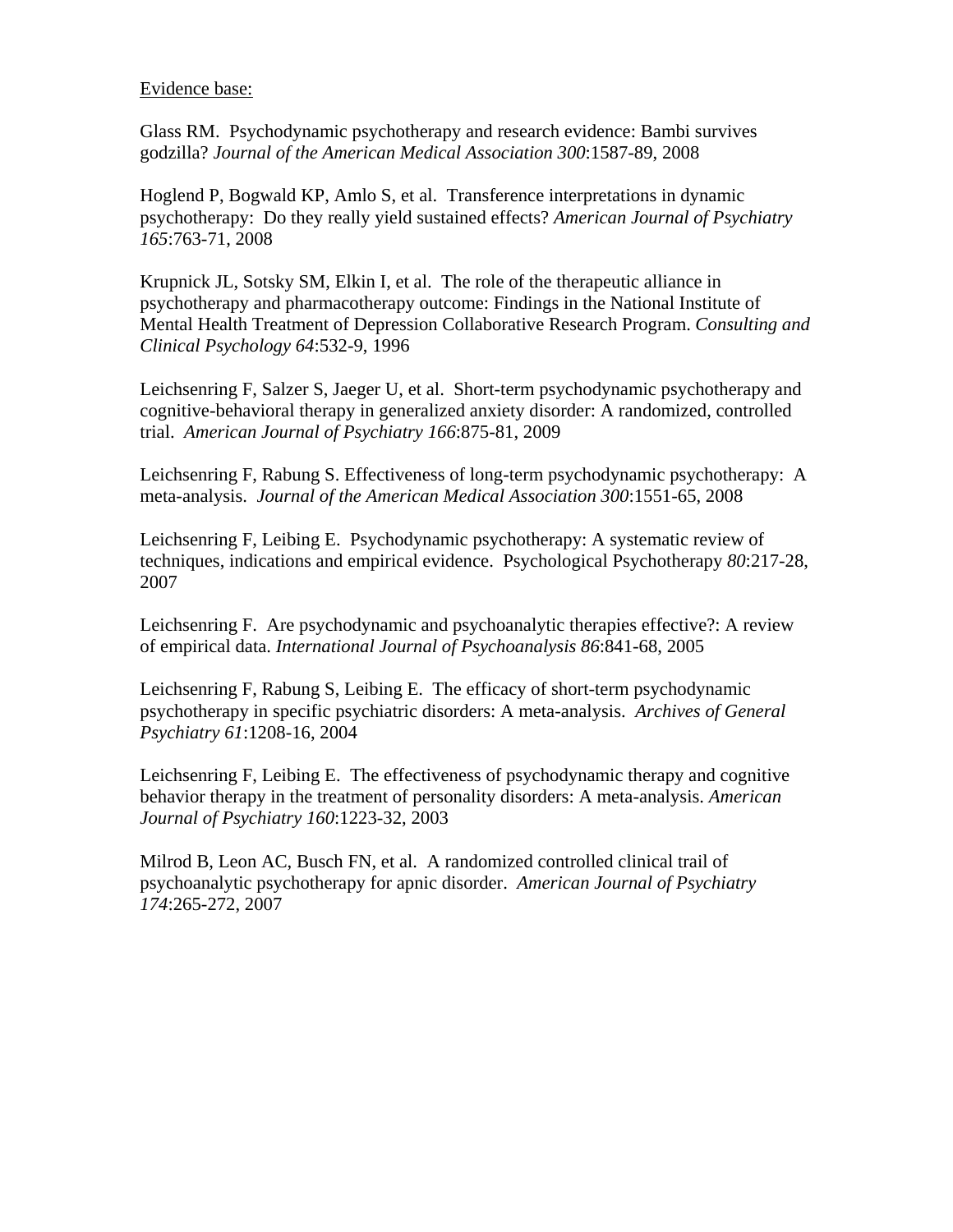Evidence base:

Glass RM. Psychodynamic psychotherapy and research evidence: Bambi survives godzilla? *Journal of the American Medical Association 300*:1587-89, 2008

Hoglend P, Bogwald KP, Amlo S, et al. Transference interpretations in dynamic psychotherapy: Do they really yield sustained effects? *American Journal of Psychiatry 165*:763-71, 2008

Krupnick JL, Sotsky SM, Elkin I, et al. The role of the therapeutic alliance in psychotherapy and pharmacotherapy outcome: Findings in the National Institute of Mental Health Treatment of Depression Collaborative Research Program. *Consulting and Clinical Psychology 64*:532-9, 1996

Leichsenring F, Salzer S, Jaeger U, et al. Short-term psychodynamic psychotherapy and cognitive-behavioral therapy in generalized anxiety disorder: A randomized, controlled trial. *American Journal of Psychiatry 166*:875-81, 2009

Leichsenring F, Rabung S. Effectiveness of long-term psychodynamic psychotherapy: A meta-analysis. *Journal of the American Medical Association 300*:1551-65, 2008

Leichsenring F, Leibing E. Psychodynamic psychotherapy: A systematic review of techniques, indications and empirical evidence. Psychological Psychotherapy *80*:217-28, 2007

Leichsenring F. Are psychodynamic and psychoanalytic therapies effective?: A review of empirical data. *International Journal of Psychoanalysis 86*:841-68, 2005

Leichsenring F, Rabung S, Leibing E. The efficacy of short-term psychodynamic psychotherapy in specific psychiatric disorders: A meta-analysis. *Archives of General Psychiatry 61*:1208-16, 2004

Leichsenring F, Leibing E. The effectiveness of psychodynamic therapy and cognitive behavior therapy in the treatment of personality disorders: A meta-analysis. *American Journal of Psychiatry 160*:1223-32, 2003

Milrod B, Leon AC, Busch FN, et al. A randomized controlled clinical trail of psychoanalytic psychotherapy for apnic disorder. *American Journal of Psychiatry 174*:265-272, 2007